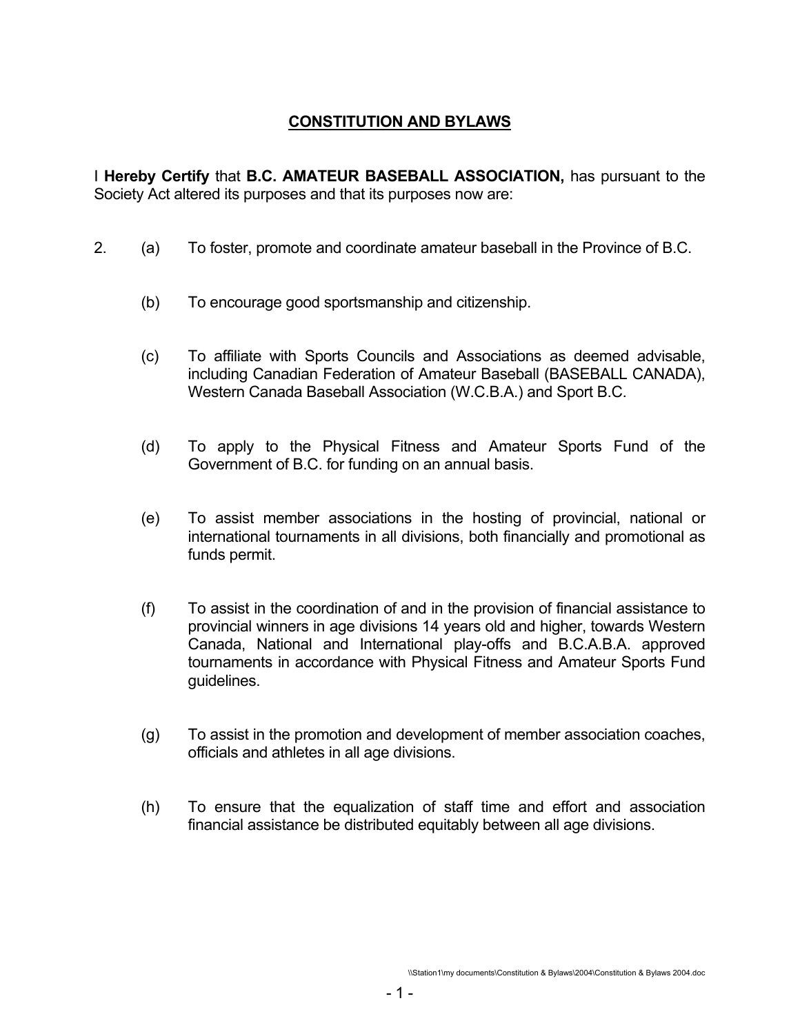# CONSTITUTION AND BYLAWS

I **Hereby Certify** that **B.C. AMATEUR BASEBALL ASSOCIATION,** has pursuant to the Society Act altered its purposes and that its purposes now are:

2. (a) To foster, promote and coordinate amateur baseball in the Province of B.C.

   (b) To encourage good sportsmanship and citizenship.

   (c) To affiliate with Sports Councils and Associations as deemed advisable, including Canadian Federation of Amateur Baseball (BASEBALL CANADA), Western Canada Baseball Association (W.C.B.A.) and Sport B.C.

   (d) To apply to the Physical Fitness and Amateur Sports Fund of the Government of B.C. for funding on an annual basis.

   (e) To assist member associations in the hosting of provincial, national or international tournaments in all divisions, both financially and promotional as funds permit.

   (f) To assist in the coordination of and in the provision of financial assistance to provincial winners in age divisions 14 years old and higher, towards Western Canada, National and International play-offs and B.C.A.B.A. approved tournaments in accordance with Physical Fitness and Amateur Sports Fund guidelines.

   (g) To assist in the promotion and development of member association coaches, officials and athletes in all age divisions.

   (h) To ensure that the equalization of staff time and effort and association financial assistance be distributed equitably between all age divisions.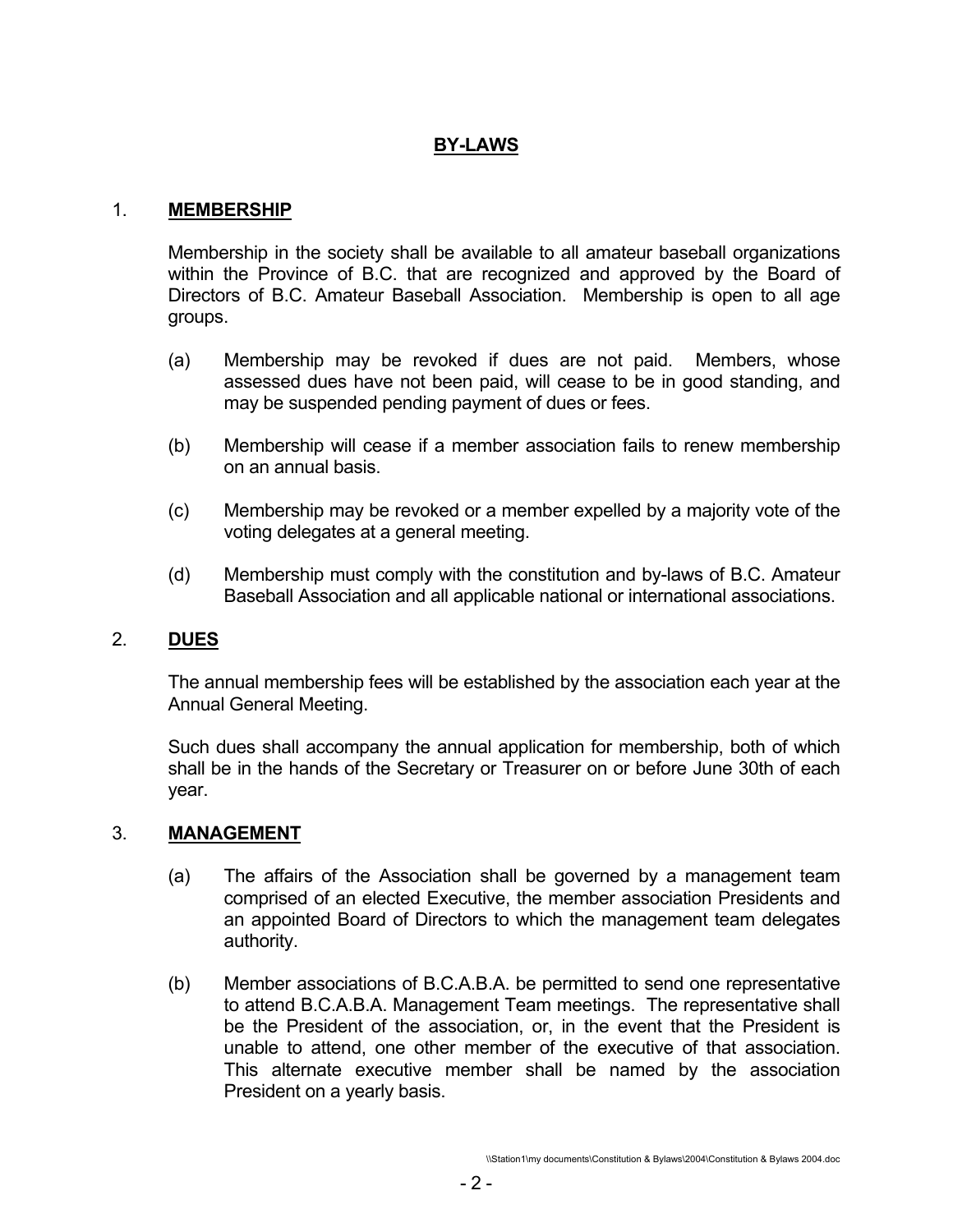# BY-LAWS

## 1. MEMBERSHIP

Membership in the society shall be available to all amateur baseball organizations within the Province of B.C. that are recognized and approved by the Board of Directors of B.C. Amateur Baseball Association. Membership is open to all age groups.

(a) Membership may be revoked if dues are not paid. Members, whose assessed dues have not been paid, will cease to be in good standing, and may be suspended pending payment of dues or fees.

(b) Membership will cease if a member association fails to renew membership on an annual basis.

(c) Membership may be revoked or a member expelled by a majority vote of the voting delegates at a general meeting.

(d) Membership must comply with the constitution and by-laws of B.C. Amateur Baseball Association and all applicable national or international associations.

## 2. DUES

The annual membership fees will be established by the association each year at the Annual General Meeting.

Such dues shall accompany the annual application for membership, both of which shall be in the hands of the Secretary or Treasurer on or before June 30th of each year.

## 3. MANAGEMENT

(a) The affairs of the Association shall be governed by a management team comprised of an elected Executive, the member association Presidents and an appointed Board of Directors to which the management team delegates authority.

(b) Member associations of B.C.A.B.A. be permitted to send one representative to attend B.C.A.B.A. Management Team meetings. The representative shall be the President of the association, or, in the event that the President is unable to attend, one other member of the executive of that association. This alternate executive member shall be named by the association President on a yearly basis.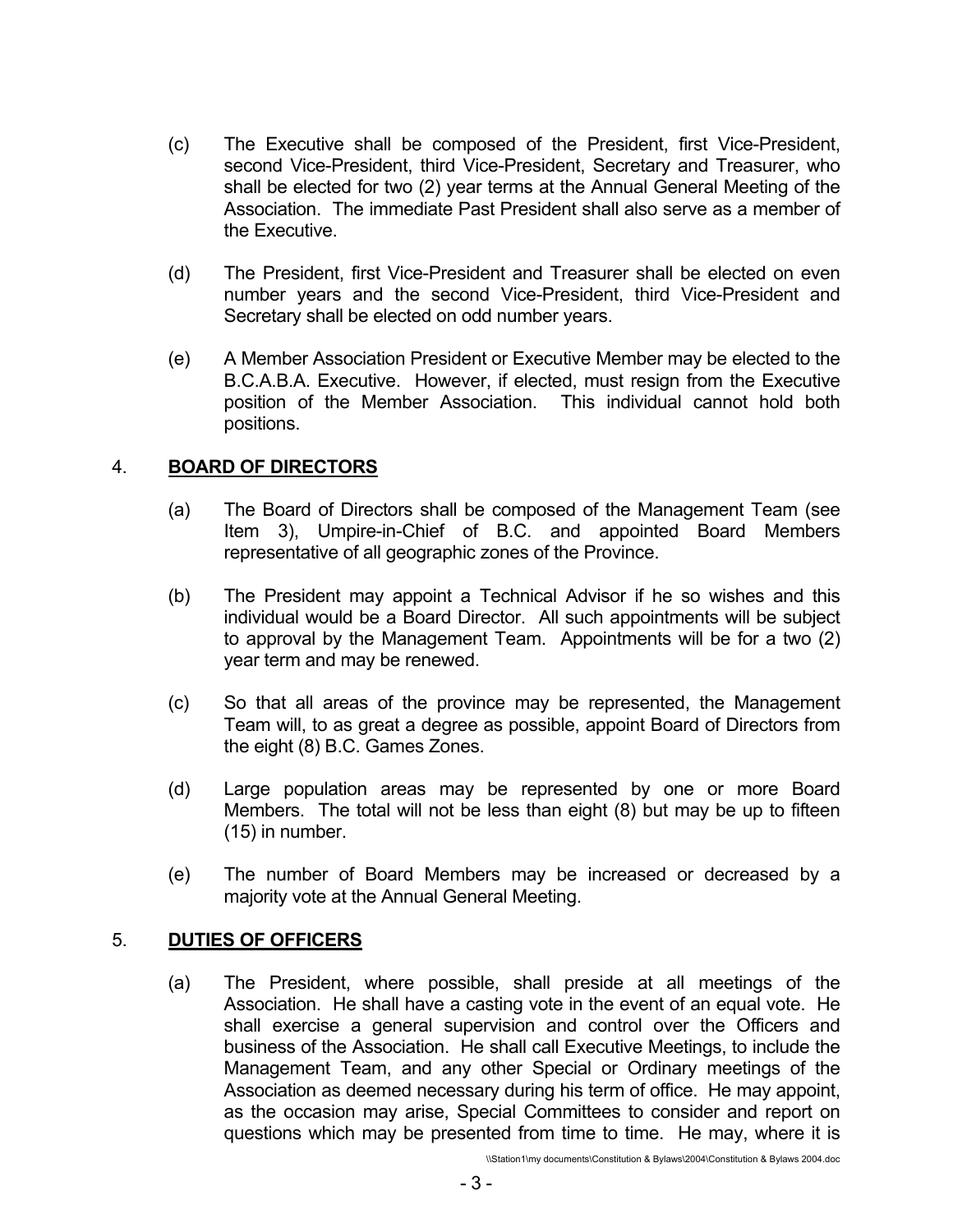(c) The Executive shall be composed of the President, first Vice-President, second Vice-President, third Vice-President, Secretary and Treasurer, who shall be elected for two (2) year terms at the Annual General Meeting of the Association. The immediate Past President shall also serve as a member of the Executive.

(d) The President, first Vice-President and Treasurer shall be elected on even number years and the second Vice-President, third Vice-President and Secretary shall be elected on odd number years.

(e) A Member Association President or Executive Member may be elected to the B.C.A.B.A. Executive. However, if elected, must resign from the Executive position of the Member Association. This individual cannot hold both positions.

## 4. **<u>BOARD OF DIRECTORS</u>**

(a) The Board of Directors shall be composed of the Management Team (see Item 3), Umpire-in-Chief of B.C. and appointed Board Members representative of all geographic zones of the Province.

(b) The President may appoint a Technical Advisor if he so wishes and this individual would be a Board Director. All such appointments will be subject to approval by the Management Team. Appointments will be for a two (2) year term and may be renewed.

(c) So that all areas of the province may be represented, the Management Team will, to as great a degree as possible, appoint Board of Directors from the eight (8) B.C. Games Zones.

(d) Large population areas may be represented by one or more Board Members. The total will not be less than eight (8) but may be up to fifteen (15) in number.

(e) The number of Board Members may be increased or decreased by a majority vote at the Annual General Meeting.

## 5. **<u>DUTIES OF OFFICERS</u>**

(a) The President, where possible, shall preside at all meetings of the Association. He shall have a casting vote in the event of an equal vote. He shall exercise a general supervision and control over the Officers and business of the Association. He shall call Executive Meetings, to include the Management Team, and any other Special or Ordinary meetings of the Association as deemed necessary during his term of office. He may appoint, as the occasion may arise, Special Committees to consider and report on questions which may be presented from time to time. He may, where it is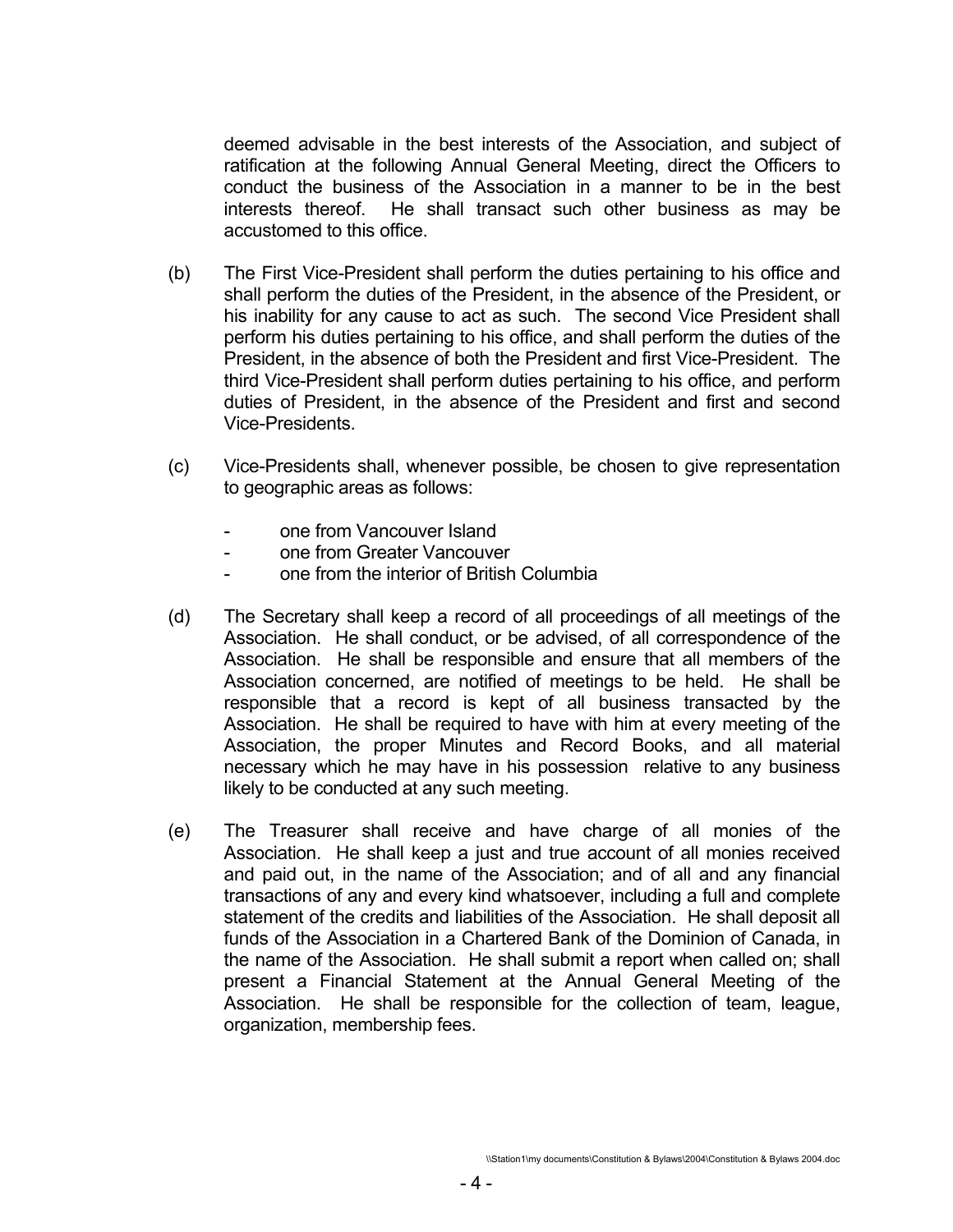deemed advisable in the best interests of the Association, and subject of ratification at the following Annual General Meeting, direct the Officers to conduct the business of the Association in a manner to be in the best interests thereof. He shall transact such other business as may be accustomed to this office.

(b) The First Vice-President shall perform the duties pertaining to his office and shall perform the duties of the President, in the absence of the President, or his inability for any cause to act as such. The second Vice President shall perform his duties pertaining to his office, and shall perform the duties of the President, in the absence of both the President and first Vice-President. The third Vice-President shall perform duties pertaining to his office, and perform duties of President, in the absence of the President and first and second Vice-Presidents.

(c) Vice-Presidents shall, whenever possible, be chosen to give representation to geographic areas as follows:

- one from Vancouver Island
- one from Greater Vancouver
- one from the interior of British Columbia

(d) The Secretary shall keep a record of all proceedings of all meetings of the Association. He shall conduct, or be advised, of all correspondence of the Association. He shall be responsible and ensure that all members of the Association concerned, are notified of meetings to be held. He shall be responsible that a record is kept of all business transacted by the Association. He shall be required to have with him at every meeting of the Association, the proper Minutes and Record Books, and all material necessary which he may have in his possession relative to any business likely to be conducted at any such meeting.

(e) The Treasurer shall receive and have charge of all monies of the Association. He shall keep a just and true account of all monies received and paid out, in the name of the Association; and of all and any financial transactions of any and every kind whatsoever, including a full and complete statement of the credits and liabilities of the Association. He shall deposit all funds of the Association in a Chartered Bank of the Dominion of Canada, in the name of the Association. He shall submit a report when called on; shall present a Financial Statement at the Annual General Meeting of the Association. He shall be responsible for the collection of team, league, organization, membership fees.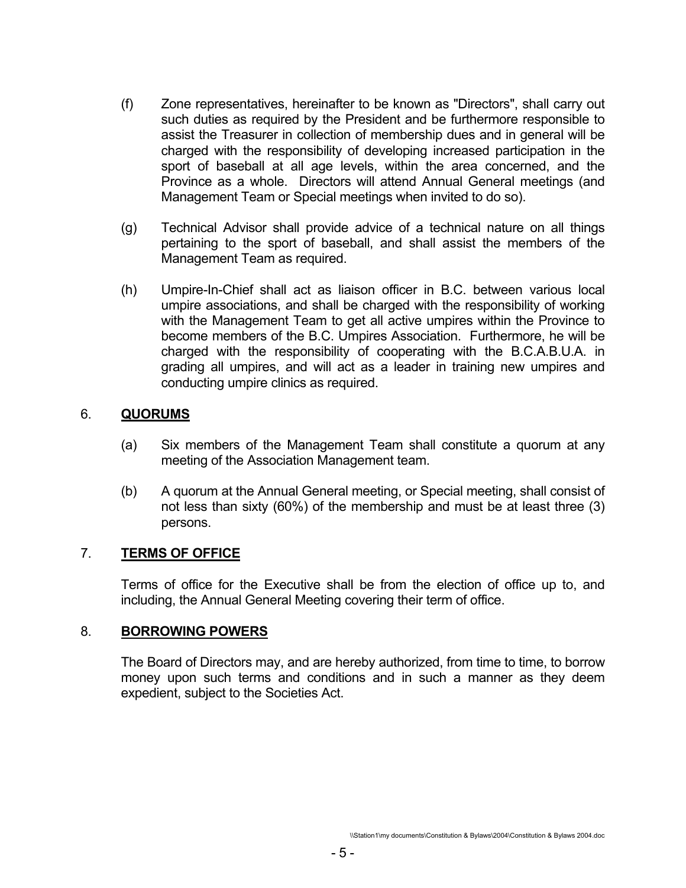(f) Zone representatives, hereinafter to be known as "Directors", shall carry out such duties as required by the President and be furthermore responsible to assist the Treasurer in collection of membership dues and in general will be charged with the responsibility of developing increased participation in the sport of baseball at all age levels, within the area concerned, and the Province as a whole. Directors will attend Annual General meetings (and Management Team or Special meetings when invited to do so).

(g) Technical Advisor shall provide advice of a technical nature on all things pertaining to the sport of baseball, and shall assist the members of the Management Team as required.

(h) Umpire-In-Chief shall act as liaison officer in B.C. between various local umpire associations, and shall be charged with the responsibility of working with the Management Team to get all active umpires within the Province to become members of the B.C. Umpires Association. Furthermore, he will be charged with the responsibility of cooperating with the B.C.A.B.U.A. in grading all umpires, and will act as a leader in training new umpires and conducting umpire clinics as required.

## 6. **QUORUMS**

(a) Six members of the Management Team shall constitute a quorum at any meeting of the Association Management team.

(b) A quorum at the Annual General meeting, or Special meeting, shall consist of not less than sixty (60%) of the membership and must be at least three (3) persons.

## 7. **TERMS OF OFFICE**

Terms of office for the Executive shall be from the election of office up to, and including, the Annual General Meeting covering their term of office.

## 8. **BORROWING POWERS**

The Board of Directors may, and are hereby authorized, from time to time, to borrow money upon such terms and conditions and in such a manner as they deem expedient, subject to the Societies Act.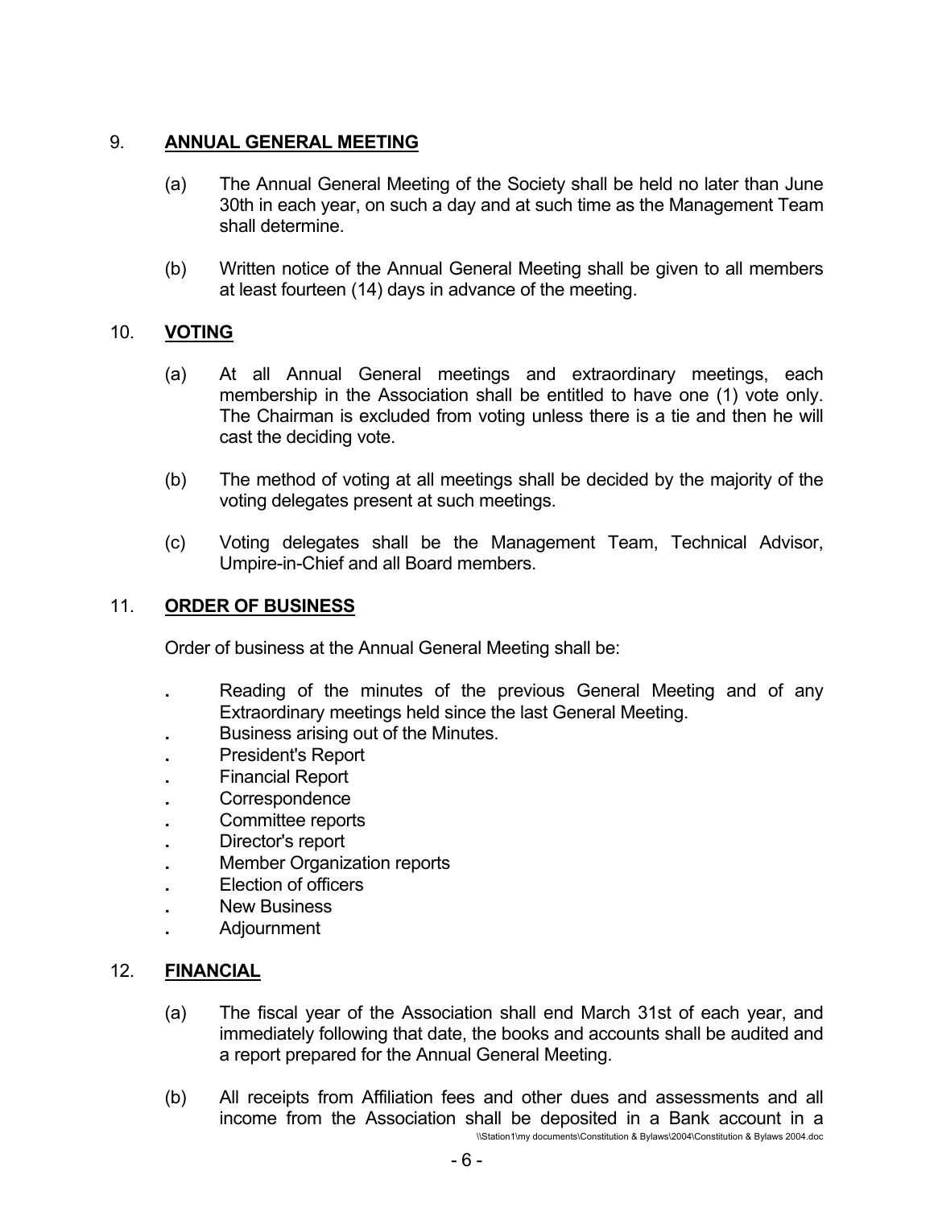## 9. **ANNUAL GENERAL MEETING**

(a) The Annual General Meeting of the Society shall be held no later than June 30th in each year, on such a day and at such time as the Management Team shall determine.

(b) Written notice of the Annual General Meeting shall be given to all members at least fourteen (14) days in advance of the meeting.

## 10. **VOTING**

(a) At all Annual General meetings and extraordinary meetings, each membership in the Association shall be entitled to have one (1) vote only. The Chairman is excluded from voting unless there is a tie and then he will cast the deciding vote.

(b) The method of voting at all meetings shall be decided by the majority of the voting delegates present at such meetings.

(c) Voting delegates shall be the Management Team, Technical Advisor, Umpire-in-Chief and all Board members.

## 11. **ORDER OF BUSINESS**

Order of business at the Annual General Meeting shall be:

- Reading of the minutes of the previous General Meeting and of any Extraordinary meetings held since the last General Meeting.
- Business arising out of the Minutes.
- President's Report
- Financial Report
- Correspondence
- Committee reports
- Director's report
- Member Organization reports
- Election of officers
- New Business
- Adjournment

## 12. **FINANCIAL**

(a) The fiscal year of the Association shall end March 31st of each year, and immediately following that date, the books and accounts shall be audited and a report prepared for the Annual General Meeting.

(b) All receipts from Affiliation fees and other dues and assessments and all income from the Association shall be deposited in a Bank account in a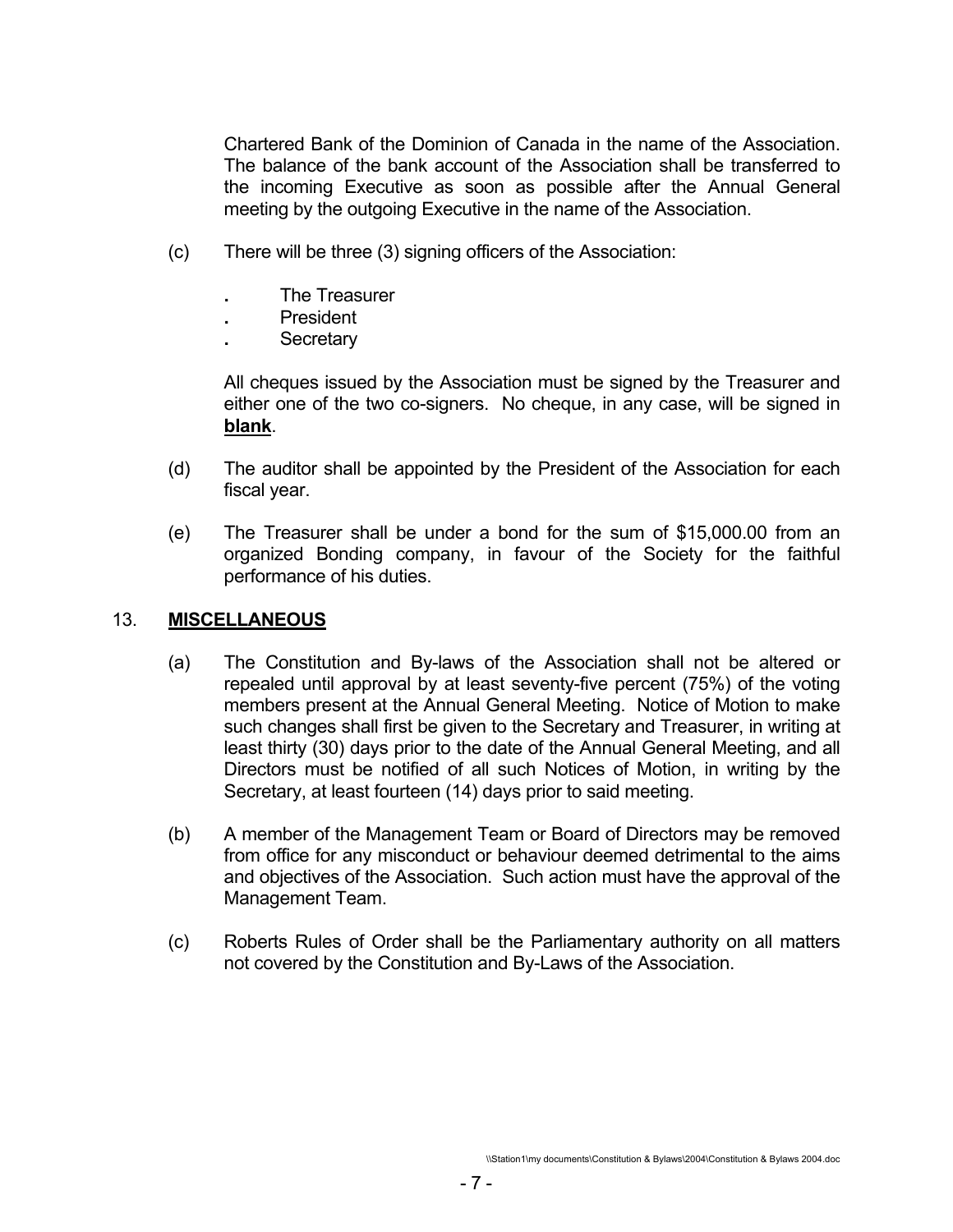Chartered Bank of the Dominion of Canada in the name of the Association. The balance of the bank account of the Association shall be transferred to the incoming Executive as soon as possible after the Annual General meeting by the outgoing Executive in the name of the Association.

(c) There will be three (3) signing officers of the Association:

- The Treasurer
- President
- Secretary

All cheques issued by the Association must be signed by the Treasurer and either one of the two co-signers. No cheque, in any case, will be signed in **blank**.

(d) The auditor shall be appointed by the President of the Association for each fiscal year.

(e) The Treasurer shall be under a bond for the sum of $15,000.00 from an organized Bonding company, in favour of the Society for the faithful performance of his duties.

## 13. MISCELLANEOUS

(a) The Constitution and By-laws of the Association shall not be altered or repealed until approval by at least seventy-five percent (75%) of the voting members present at the Annual General Meeting. Notice of Motion to make such changes shall first be given to the Secretary and Treasurer, in writing at least thirty (30) days prior to the date of the Annual General Meeting, and all Directors must be notified of all such Notices of Motion, in writing by the Secretary, at least fourteen (14) days prior to said meeting.

(b) A member of the Management Team or Board of Directors may be removed from office for any misconduct or behaviour deemed detrimental to the aims and objectives of the Association. Such action must have the approval of the Management Team.

(c) Roberts Rules of Order shall be the Parliamentary authority on all matters not covered by the Constitution and By-Laws of the Association.